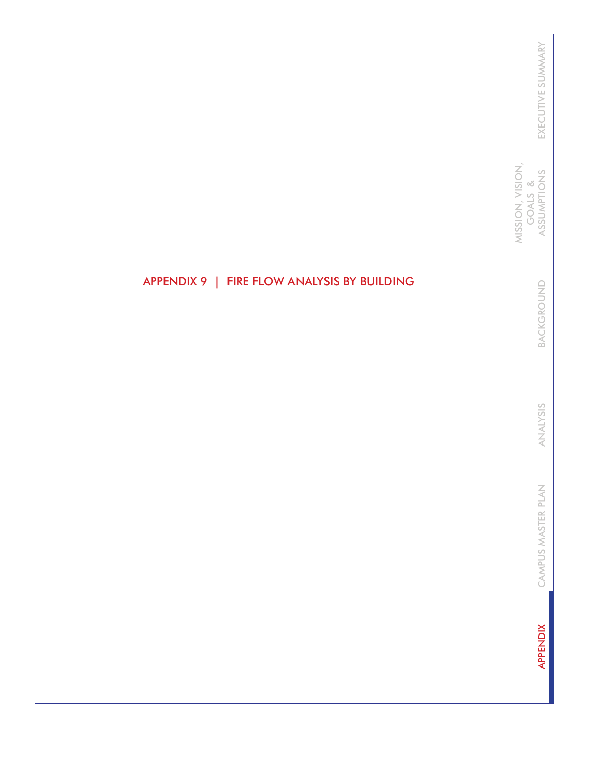# APPENDIX 9 | FIRE FLOW ANALYSIS BY BUILDING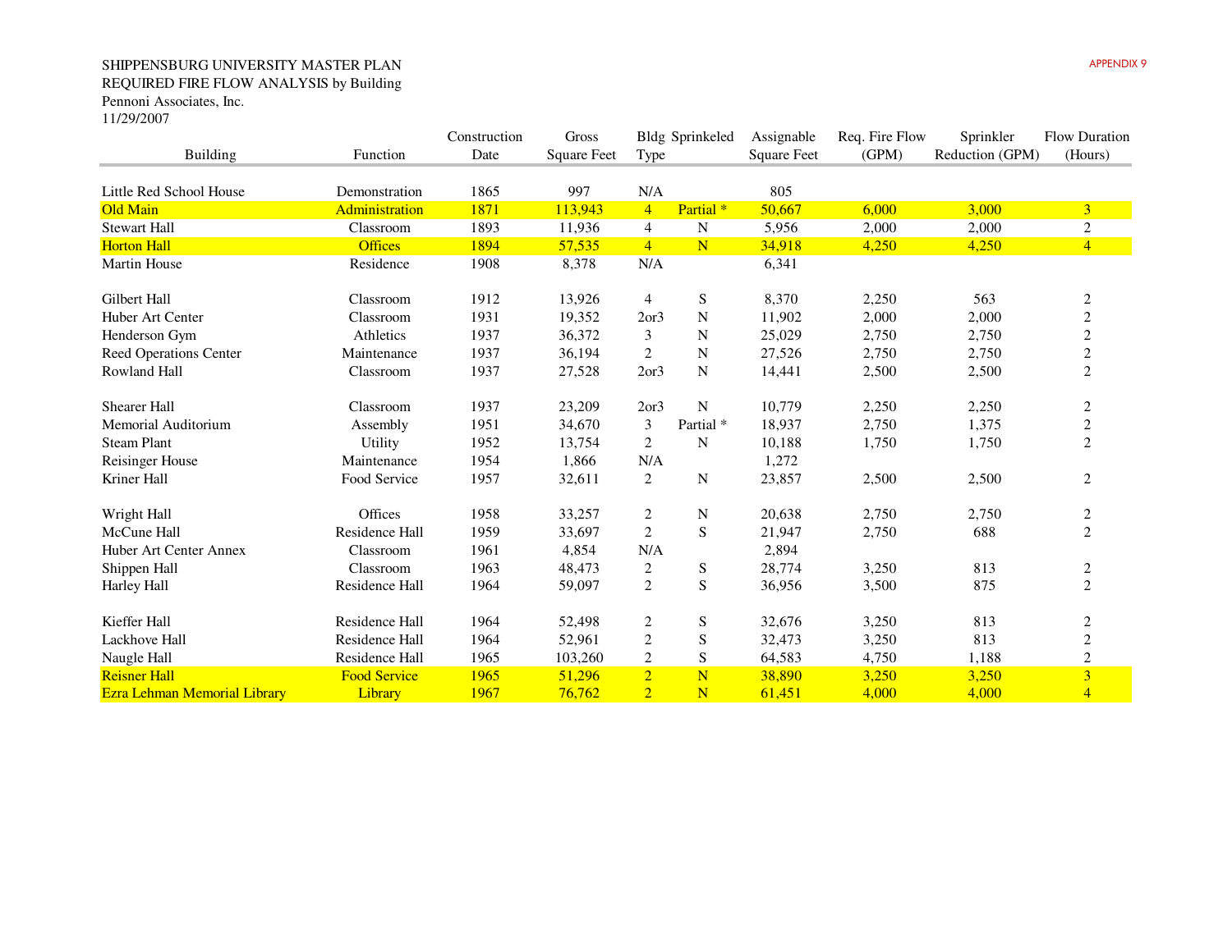SHIPPENSBURG UNIVERSITY MASTER PLAN
REQUIRED FIRE FLOW ANALYSIS by Building
Pennoni Associates, Inc.
11/29/2007

APPENDIX 9

| Building | Function | Construction Date | Gross Square Feet | Bldg Type | Sprinkeled | Assignable Square Feet | Req. Fire Flow (GPM) | Sprinkler Reduction (GPM) | Flow Duration (Hours) |
|---|---|---|---|---|---|---|---|---|---|
| Little Red School House | Demonstration | 1865 | 997 | N/A | | 805 | | | |
| Old Main | Administration | 1871 | 113,943 | 4 | Partial * | 50,667 | 6,000 | 3,000 | 3 |
| Stewart Hall | Classroom | 1893 | 11,936 | 4 | N | 5,956 | 2,000 | 2,000 | 2 |
| Horton Hall | Offices | 1894 | 57,535 | 4 | N | 34,918 | 4,250 | 4,250 | 4 |
| Martin House | Residence | 1908 | 8,378 | N/A | | 6,341 | | | |
| Gilbert Hall | Classroom | 1912 | 13,926 | 4 | S | 8,370 | 2,250 | 563 | 2 |
| Huber Art Center | Classroom | 1931 | 19,352 | 2or3 | N | 11,902 | 2,000 | 2,000 | 2 |
| Henderson Gym | Athletics | 1937 | 36,372 | 3 | N | 25,029 | 2,750 | 2,750 | 2 |
| Reed Operations Center | Maintenance | 1937 | 36,194 | 2 | N | 27,526 | 2,750 | 2,750 | 2 |
| Rowland Hall | Classroom | 1937 | 27,528 | 2or3 | N | 14,441 | 2,500 | 2,500 | 2 |
| Shearer Hall | Classroom | 1937 | 23,209 | 2or3 | N | 10,779 | 2,250 | 2,250 | 2 |
| Memorial Auditorium | Assembly | 1951 | 34,670 | 3 | Partial * | 18,937 | 2,750 | 1,375 | 2 |
| Steam Plant | Utility | 1952 | 13,754 | 2 | N | 10,188 | 1,750 | 1,750 | 2 |
| Reisinger House | Maintenance | 1954 | 1,866 | N/A | | 1,272 | | | |
| Kriner Hall | Food Service | 1957 | 32,611 | 2 | N | 23,857 | 2,500 | 2,500 | 2 |
| Wright Hall | Offices | 1958 | 33,257 | 2 | N | 20,638 | 2,750 | 2,750 | 2 |
| McCune Hall | Residence Hall | 1959 | 33,697 | 2 | S | 21,947 | 2,750 | 688 | 2 |
| Huber Art Center Annex | Classroom | 1961 | 4,854 | N/A | | 2,894 | | | |
| Shippen Hall | Classroom | 1963 | 48,473 | 2 | S | 28,774 | 3,250 | 813 | 2 |
| Harley Hall | Residence Hall | 1964 | 59,097 | 2 | S | 36,956 | 3,500 | 875 | 2 |
| Kieffer Hall | Residence Hall | 1964 | 52,498 | 2 | S | 32,676 | 3,250 | 813 | 2 |
| Lackhove Hall | Residence Hall | 1964 | 52,961 | 2 | S | 32,473 | 3,250 | 813 | 2 |
| Naugle Hall | Residence Hall | 1965 | 103,260 | 2 | S | 64,583 | 4,750 | 1,188 | 2 |
| Reisner Hall | Food Service | 1965 | 51,296 | 2 | N | 38,890 | 3,250 | 3,250 | 3 |
| Ezra Lehman Memorial Library | Library | 1967 | 76,762 | 2 | N | 61,451 | 4,000 | 4,000 | 4 |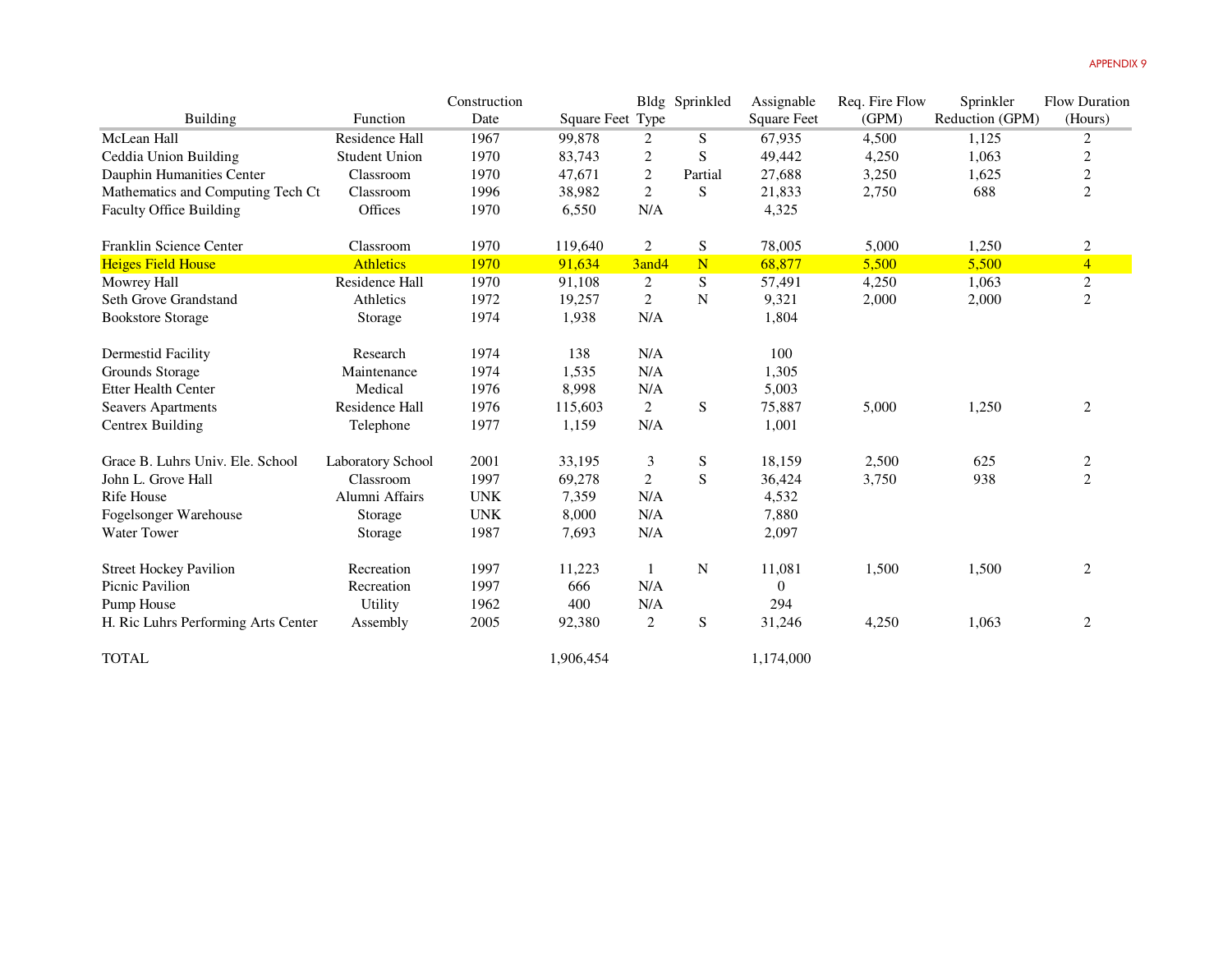APPENDIX 9

| Building | Function | Construction Date | Square Feet | Bldg Type | Sprinkled | Assignable Square Feet | Req. Fire Flow (GPM) | Sprinkler Reduction (GPM) | Flow Duration (Hours) |
|---|---|---|---|---|---|---|---|---|---|
| McLean Hall | Residence Hall | 1967 | 99,878 | 2 | S | 67,935 | 4,500 | 1,125 | 2 |
| Ceddia Union Building | Student Union | 1970 | 83,743 | 2 | S | 49,442 | 4,250 | 1,063 | 2 |
| Dauphin Humanities Center | Classroom | 1970 | 47,671 | 2 | Partial | 27,688 | 3,250 | 1,625 | 2 |
| Mathematics and Computing Tech Ct | Classroom | 1996 | 38,982 | 2 | S | 21,833 | 2,750 | 688 | 2 |
| Faculty Office Building | Offices | 1970 | 6,550 | N/A | | 4,325 | | | |
| Franklin Science Center | Classroom | 1970 | 119,640 | 2 | S | 78,005 | 5,000 | 1,250 | 2 |
| Heiges Field House | Athletics | 1970 | 91,634 | 3and4 | N | 68,877 | 5,500 | 5,500 | 4 |
| Mowrey Hall | Residence Hall | 1970 | 91,108 | 2 | S | 57,491 | 4,250 | 1,063 | 2 |
| Seth Grove Grandstand | Athletics | 1972 | 19,257 | 2 | N | 9,321 | 2,000 | 2,000 | 2 |
| Bookstore Storage | Storage | 1974 | 1,938 | N/A | | 1,804 | | | |
| Dermestid Facility | Research | 1974 | 138 | N/A | | 100 | | | |
| Grounds Storage | Maintenance | 1974 | 1,535 | N/A | | 1,305 | | | |
| Etter Health Center | Medical | 1976 | 8,998 | N/A | | 5,003 | | | |
| Seavers Apartments | Residence Hall | 1976 | 115,603 | 2 | S | 75,887 | 5,000 | 1,250 | 2 |
| Centrex Building | Telephone | 1977 | 1,159 | N/A | | 1,001 | | | |
| Grace B. Luhrs Univ. Ele. School | Laboratory School | 2001 | 33,195 | 3 | S | 18,159 | 2,500 | 625 | 2 |
| John L. Grove Hall | Classroom | 1997 | 69,278 | 2 | S | 36,424 | 3,750 | 938 | 2 |
| Rife House | Alumni Affairs | UNK | 7,359 | N/A | | 4,532 | | | |
| Fogelsonger Warehouse | Storage | UNK | 8,000 | N/A | | 7,880 | | | |
| Water Tower | Storage | 1987 | 7,693 | N/A | | 2,097 | | | |
| Street Hockey Pavilion | Recreation | 1997 | 11,223 | 1 | N | 11,081 | 1,500 | 1,500 | 2 |
| Picnic Pavilion | Recreation | 1997 | 666 | N/A | | 0 | | | |
| Pump House | Utility | 1962 | 400 | N/A | | 294 | | | |
| H. Ric Luhrs Performing Arts Center | Assembly | 2005 | 92,380 | 2 | S | 31,246 | 4,250 | 1,063 | 2 |
| TOTAL | | | 1,906,454 | | | 1,174,000 | | | |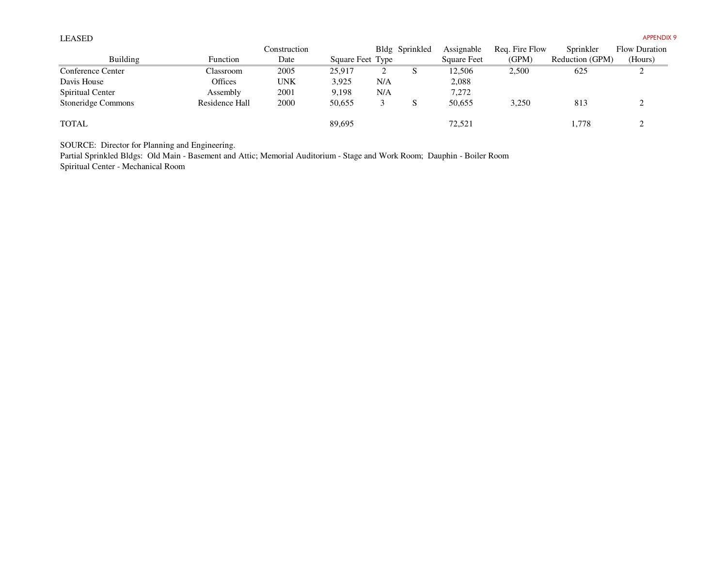LEASED

| Building | Function | Construction Date | Square Feet | Bldg Type | Sprinkled | Assignable Square Feet | Req. Fire Flow (GPM) | Sprinkler Reduction (GPM) | Flow Duration (Hours) |
|---|---|---|---|---|---|---|---|---|---|
| Conference Center | Classroom | 2005 | 25,917 | 2 | S | 12,506 | 2,500 | 625 | 2 |
| Davis House | Offices | UNK | 3,925 | N/A | | 2,088 | | | |
| Spiritual Center | Assembly | 2001 | 9,198 | N/A | | 7,272 | | | |
| Stoneridge Commons | Residence Hall | 2000 | 50,655 | 3 | S | 50,655 | 3,250 | 813 | 2 |
| TOTAL | | | 89,695 | | | 72,521 | | 1,778 | 2 |

SOURCE: Director for Planning and Engineering.
Partial Sprinkled Bldgs: Old Main - Basement and Attic; Memorial Auditorium - Stage and Work Room; Dauphin - Boiler Room
Spiritual Center - Mechanical Room